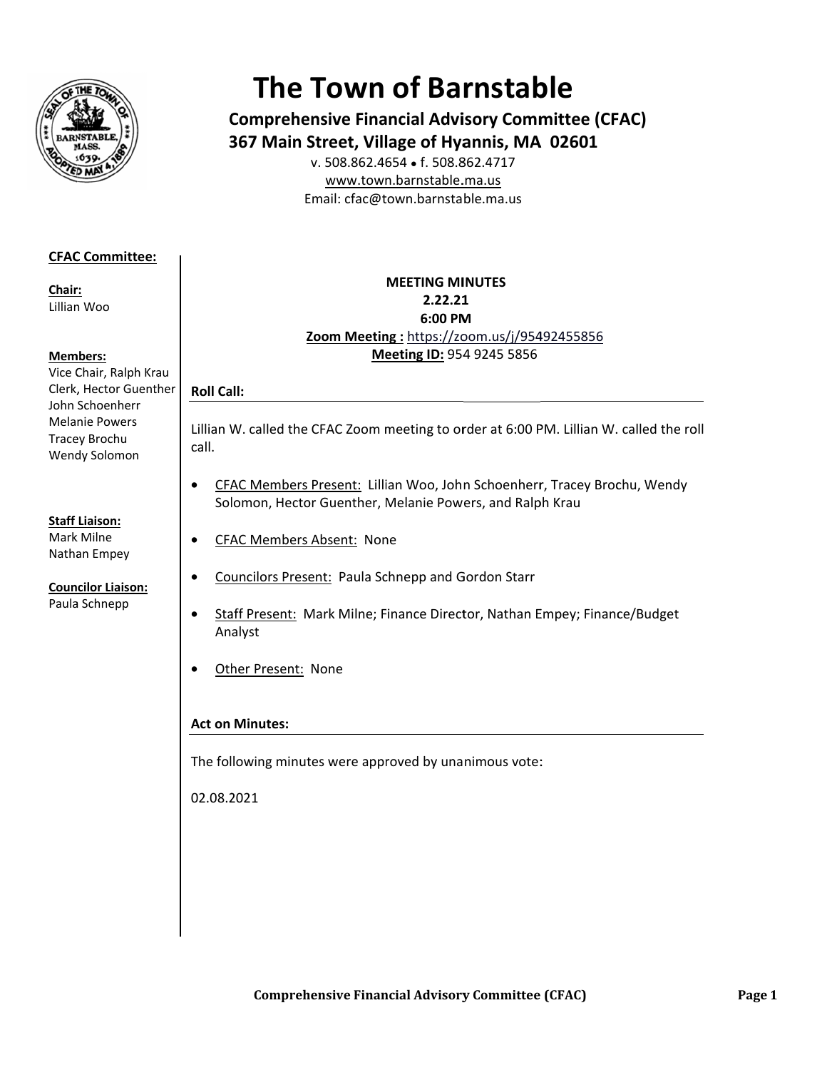# The Town of Barnstable

**Comprehensive Financial Advisory Committee (CFAC)**
**367 Main Street, Village of Hyannis, MA 02601**

v. 508.862.4654 • f. 508.862.4717
www.town.barnstable.ma.us
Email: cfac@town.barnstable.ma.us

**CFAC Committee:**

**Chair:**
Lillian Woo

**Members:**
Vice Chair, Ralph Krau
Clerk, Hector Guenther
John Schoenherr
Melanie Powers
Tracey Brochu
Wendy Solomon

**Staff Liaison:**
Mark Milne
Nathan Empey

**Councilor Liaison:**
Paula Schnepp

**MEETING MINUTES**
**2.22.21**
**6:00 PM**
**Zoom Meeting :** https://zoom.us/j/95492455856
**Meeting ID:** 954 9245 5856

## Roll Call:

Lillian W. called the CFAC Zoom meeting to order at 6:00 PM. Lillian W. called the roll call.

- CFAC Members Present: Lillian Woo, John Schoenherr, Tracey Brochu, Wendy Solomon, Hector Guenther, Melanie Powers, and Ralph Krau
- CFAC Members Absent: None
- Councilors Present: Paula Schnepp and Gordon Starr
- Staff Present: Mark Milne; Finance Director, Nathan Empey; Finance/Budget Analyst
- Other Present: None

## Act on Minutes:

The following minutes were approved by unanimous vote:

02.08.2021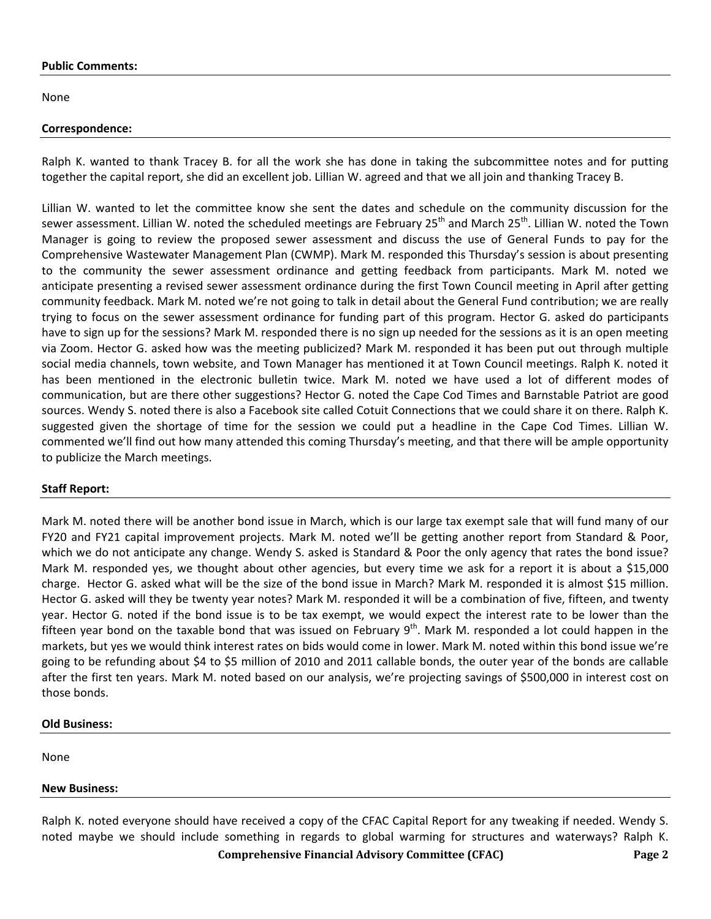**Public Comments:**

None

**Correspondence:**

Ralph K. wanted to thank Tracey B. for all the work she has done in taking the subcommittee notes and for putting together the capital report, she did an excellent job. Lillian W. agreed and that we all join and thanking Tracey B.

Lillian W. wanted to let the committee know she sent the dates and schedule on the community discussion for the sewer assessment. Lillian W. noted the scheduled meetings are February 25th and March 25th. Lillian W. noted the Town Manager is going to review the proposed sewer assessment and discuss the use of General Funds to pay for the Comprehensive Wastewater Management Plan (CWMP). Mark M. responded this Thursday's session is about presenting to the community the sewer assessment ordinance and getting feedback from participants. Mark M. noted we anticipate presenting a revised sewer assessment ordinance during the first Town Council meeting in April after getting community feedback. Mark M. noted we're not going to talk in detail about the General Fund contribution; we are really trying to focus on the sewer assessment ordinance for funding part of this program. Hector G. asked do participants have to sign up for the sessions? Mark M. responded there is no sign up needed for the sessions as it is an open meeting via Zoom. Hector G. asked how was the meeting publicized? Mark M. responded it has been put out through multiple social media channels, town website, and Town Manager has mentioned it at Town Council meetings. Ralph K. noted it has been mentioned in the electronic bulletin twice. Mark M. noted we have used a lot of different modes of communication, but are there other suggestions? Hector G. noted the Cape Cod Times and Barnstable Patriot are good sources. Wendy S. noted there is also a Facebook site called Cotuit Connections that we could share it on there. Ralph K. suggested given the shortage of time for the session we could put a headline in the Cape Cod Times. Lillian W. commented we'll find out how many attended this coming Thursday's meeting, and that there will be ample opportunity to publicize the March meetings.

**Staff Report:**

Mark M. noted there will be another bond issue in March, which is our large tax exempt sale that will fund many of our FY20 and FY21 capital improvement projects. Mark M. noted we'll be getting another report from Standard & Poor, which we do not anticipate any change. Wendy S. asked is Standard & Poor the only agency that rates the bond issue? Mark M. responded yes, we thought about other agencies, but every time we ask for a report it is about a $15,000 charge. Hector G. asked what will be the size of the bond issue in March? Mark M. responded it is almost $15 million. Hector G. asked will they be twenty year notes? Mark M. responded it will be a combination of five, fifteen, and twenty year. Hector G. noted if the bond issue is to be tax exempt, we would expect the interest rate to be lower than the fifteen year bond on the taxable bond that was issued on February 9th. Mark M. responded a lot could happen in the markets, but yes we would think interest rates on bids would come in lower. Mark M. noted within this bond issue we're going to be refunding about $4 to $5 million of 2010 and 2011 callable bonds, the outer year of the bonds are callable after the first ten years. Mark M. noted based on our analysis, we're projecting savings of $500,000 in interest cost on those bonds.

**Old Business:**

None

**New Business:**

Ralph K. noted everyone should have received a copy of the CFAC Capital Report for any tweaking if needed. Wendy S. noted maybe we should include something in regards to global warming for structures and waterways? Ralph K.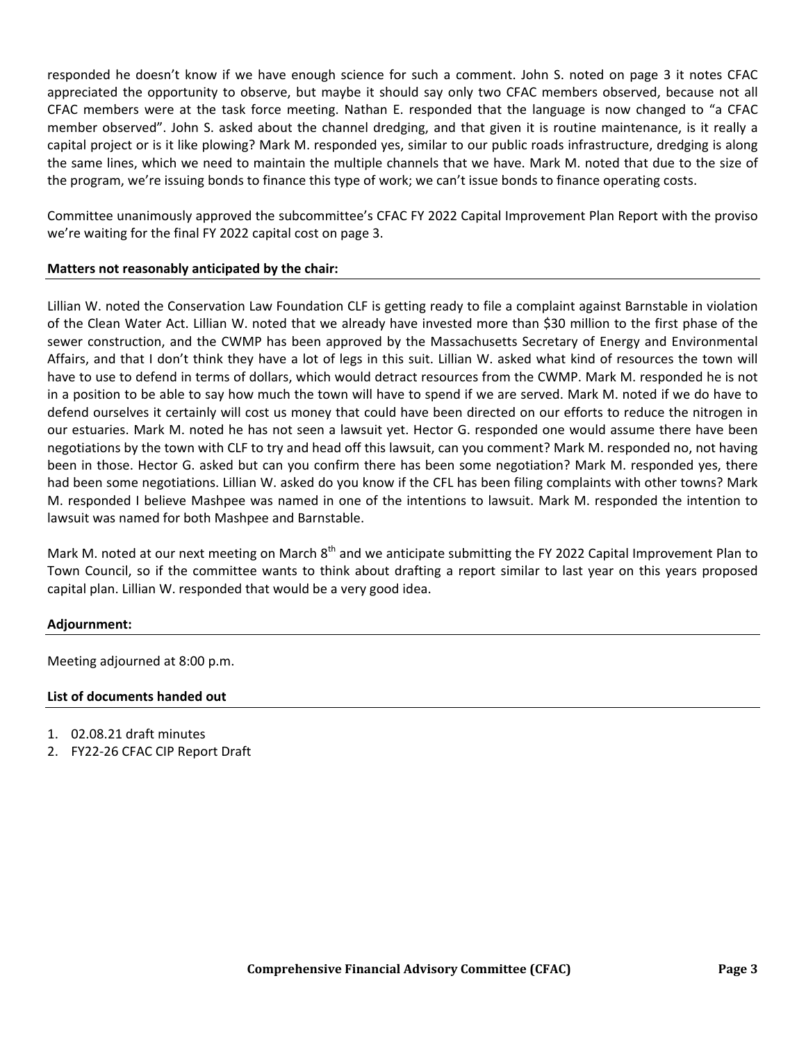responded he doesn't know if we have enough science for such a comment. John S. noted on page 3 it notes CFAC appreciated the opportunity to observe, but maybe it should say only two CFAC members observed, because not all CFAC members were at the task force meeting. Nathan E. responded that the language is now changed to "a CFAC member observed". John S. asked about the channel dredging, and that given it is routine maintenance, is it really a capital project or is it like plowing? Mark M. responded yes, similar to our public roads infrastructure, dredging is along the same lines, which we need to maintain the multiple channels that we have. Mark M. noted that due to the size of the program, we're issuing bonds to finance this type of work; we can't issue bonds to finance operating costs.

Committee unanimously approved the subcommittee's CFAC FY 2022 Capital Improvement Plan Report with the proviso we're waiting for the final FY 2022 capital cost on page 3.

**Matters not reasonably anticipated by the chair:**

Lillian W. noted the Conservation Law Foundation CLF is getting ready to file a complaint against Barnstable in violation of the Clean Water Act. Lillian W. noted that we already have invested more than $30 million to the first phase of the sewer construction, and the CWMP has been approved by the Massachusetts Secretary of Energy and Environmental Affairs, and that I don't think they have a lot of legs in this suit. Lillian W. asked what kind of resources the town will have to use to defend in terms of dollars, which would detract resources from the CWMP. Mark M. responded he is not in a position to be able to say how much the town will have to spend if we are served. Mark M. noted if we do have to defend ourselves it certainly will cost us money that could have been directed on our efforts to reduce the nitrogen in our estuaries. Mark M. noted he has not seen a lawsuit yet. Hector G. responded one would assume there have been negotiations by the town with CLF to try and head off this lawsuit, can you comment? Mark M. responded no, not having been in those. Hector G. asked but can you confirm there has been some negotiation? Mark M. responded yes, there had been some negotiations. Lillian W. asked do you know if the CFL has been filing complaints with other towns? Mark M. responded I believe Mashpee was named in one of the intentions to lawsuit. Mark M. responded the intention to lawsuit was named for both Mashpee and Barnstable.

Mark M. noted at our next meeting on March 8th and we anticipate submitting the FY 2022 Capital Improvement Plan to Town Council, so if the committee wants to think about drafting a report similar to last year on this years proposed capital plan. Lillian W. responded that would be a very good idea.

**Adjournment:**

Meeting adjourned at 8:00 p.m.

**List of documents handed out**

1. 02.08.21 draft minutes
2. FY22-26 CFAC CIP Report Draft